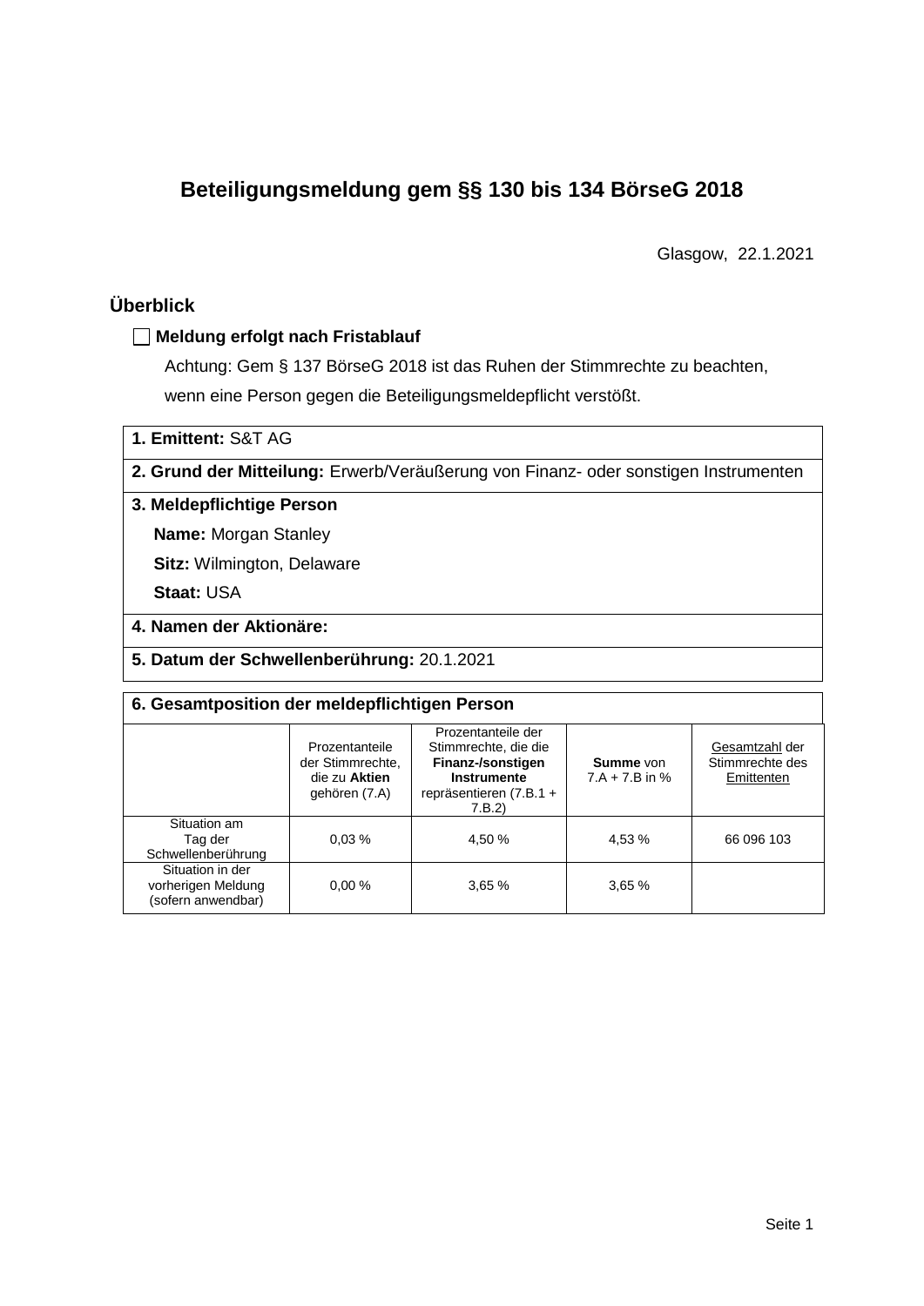# Beteiligungsmeldung gem §§ 130 bis 134 BörseG 2018

Glasgow, 22.1.2021

## Überblick

☐ **Meldung erfolgt nach Fristablauf**

Achtung: Gem § 137 BörseG 2018 ist das Ruhen der Stimmrechte zu beachten, wenn eine Person gegen die Beteiligungsmeldepflicht verstößt.

**1. Emittent:** S&T AG

**2. Grund der Mitteilung:** Erwerb/Veräußerung von Finanz- oder sonstigen Instrumenten

**3. Meldepflichtige Person**

**Name:** Morgan Stanley

**Sitz:** Wilmington, Delaware

**Staat:** USA

**4. Namen der Aktionäre:**

**5. Datum der Schwellenberührung:** 20.1.2021

**6. Gesamtposition der meldepflichtigen Person**

| | Prozentanteile der Stimmrechte, die zu **Aktien** gehören (7.A) | Prozentanteile der Stimmrechte, die die **Finanz-/sonstigen Instrumente** repräsentieren (7.B.1 + 7.B.2) | **Summe** von 7.A + 7.B in % | Gesamtzahl der Stimmrechte des Emittenten |
|---|---|---|---|---|
| Situation am Tag der Schwellenberührung | 0,03 % | 4,50 % | 4,53 % | 66 096 103 |
| Situation in der vorherigen Meldung (sofern anwendbar) | 0,00 % | 3,65 % | 3,65 % | |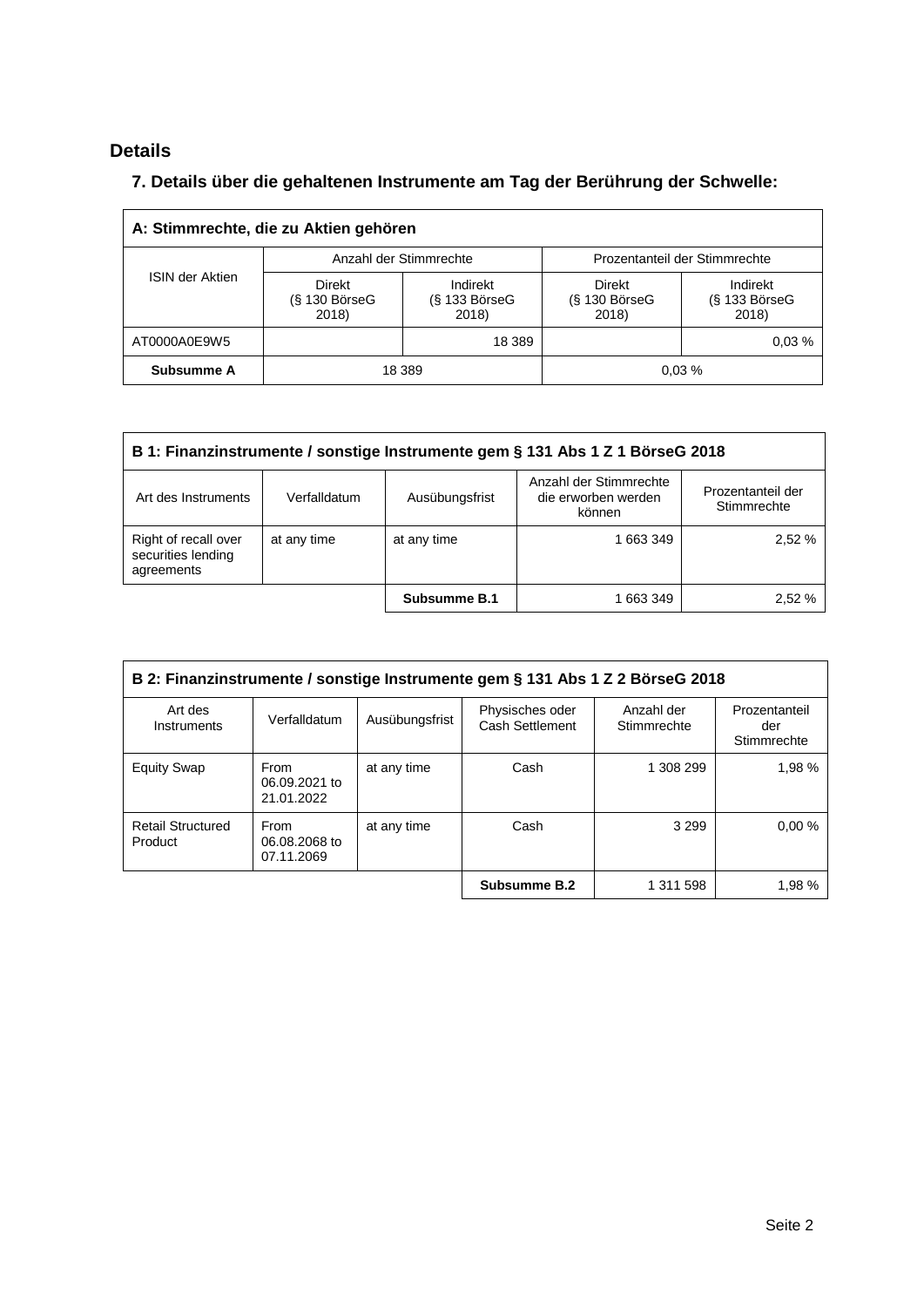## Details

### 7. Details über die gehaltenen Instrumente am Tag der Berührung der Schwelle:

| A: Stimmrechte, die zu Aktien gehören | | | | |
|---|---|---|---|---|
| ISIN der Aktien | Anzahl der Stimmrechte | | Prozentanteil der Stimmrechte | |
| | Direkt (§ 130 BörseG 2018) | Indirekt (§ 133 BörseG 2018) | Direkt (§ 130 BörseG 2018) | Indirekt (§ 133 BörseG 2018) |
| AT0000A0E9W5 | | 18 389 | | 0,03 % |
| **Subsumme A** | 18 389 | | 0,03 % | |

| B 1: Finanzinstrumente / sonstige Instrumente gem § 131 Abs 1 Z 1 BörseG 2018 | | | | |
|---|---|---|---|---|
| Art des Instruments | Verfalldatum | Ausübungsfrist | Anzahl der Stimmrechte die erworben werden können | Prozentanteil der Stimmrechte |
| Right of recall over securities lending agreements | at any time | at any time | 1 663 349 | 2,52 % |
| | | **Subsumme B.1** | 1 663 349 | 2,52 % |

| B 2: Finanzinstrumente / sonstige Instrumente gem § 131 Abs 1 Z 2 BörseG 2018 | | | | | |
|---|---|---|---|---|---|
| Art des Instruments | Verfalldatum | Ausübungsfrist | Physisches oder Cash Settlement | Anzahl der Stimmrechte | Prozentanteil der Stimmrechte |
| Equity Swap | From 06.09.2021 to 21.01.2022 | at any time | Cash | 1 308 299 | 1,98 % |
| Retail Structured Product | From 06.08.2068 to 07.11.2069 | at any time | Cash | 3 299 | 0,00 % |
| | | | **Subsumme B.2** | 1 311 598 | 1,98 % |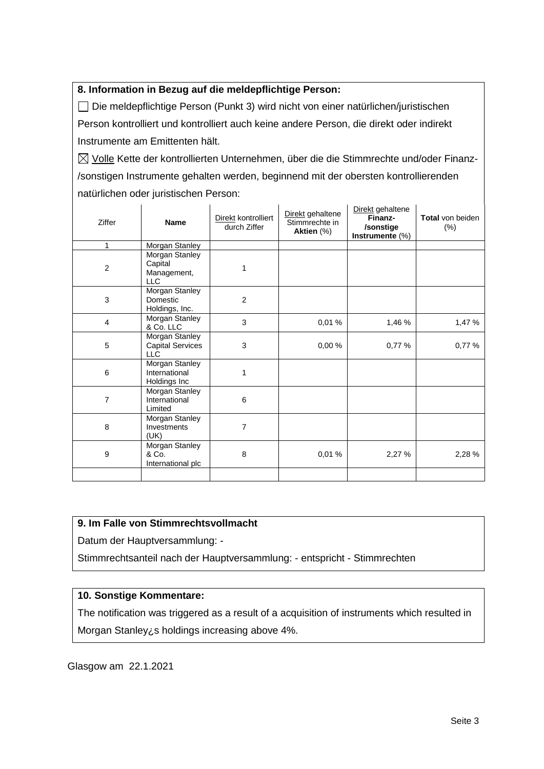### 8. Information in Bezug auf die meldepflichtige Person:

☐ Die meldepflichtige Person (Punkt 3) wird nicht von einer natürlichen/juristischen Person kontrolliert und kontrolliert auch keine andere Person, die direkt oder indirekt Instrumente am Emittenten hält.

☒ Volle Kette der kontrollierten Unternehmen, über die die Stimmrechte und/oder Finanz-/sonstigen Instrumente gehalten werden, beginnend mit der obersten kontrollierenden natürlichen oder juristischen Person:

| Ziffer | Name | Direkt kontrolliert durch Ziffer | Direkt gehaltene Stimmrechte in **Aktien** (%) | Direkt gehaltene **Finanz-/sonstige Instrumente** (%) | **Total** von beiden (%) |
|---|---|---|---|---|---|
| 1 | Morgan Stanley | | | | |
| 2 | Morgan Stanley Capital Management, LLC | 1 | | | |
| 3 | Morgan Stanley Domestic Holdings, Inc. | 2 | | | |
| 4 | Morgan Stanley & Co. LLC | 3 | 0,01 % | 1,46 % | 1,47 % |
| 5 | Morgan Stanley Capital Services LLC | 3 | 0,00 % | 0,77 % | 0,77 % |
| 6 | Morgan Stanley International Holdings Inc | 1 | | | |
| 7 | Morgan Stanley International Limited | 6 | | | |
| 8 | Morgan Stanley Investments (UK) | 7 | | | |
| 9 | Morgan Stanley & Co. International plc | 8 | 0,01 % | 2,27 % | 2,28 % |
| | | | | | |

### 9. Im Falle von Stimmrechtsvollmacht

Datum der Hauptversammlung: -

Stimmrechtsanteil nach der Hauptversammlung: - entspricht - Stimmrechten

### 10. Sonstige Kommentare:

The notification was triggered as a result of a acquisition of instruments which resulted in Morgan Stanley¿s holdings increasing above 4%.

Glasgow am 22.1.2021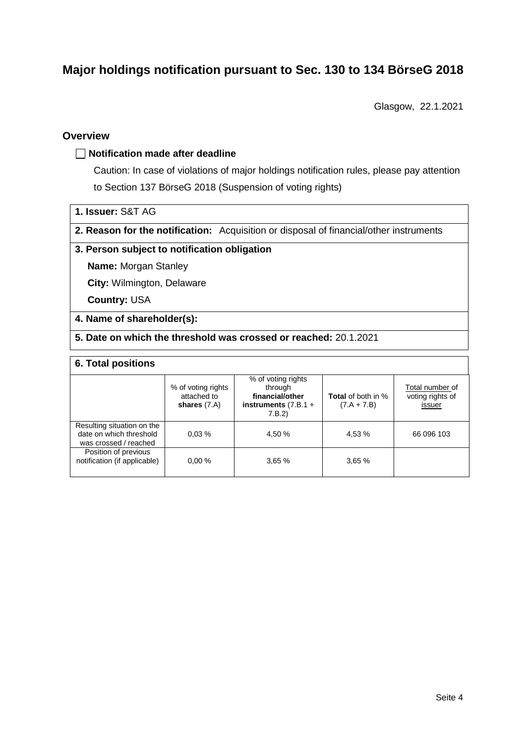# Major holdings notification pursuant to Sec. 130 to 134 BörseG 2018

Glasgow, 22.1.2021

## Overview

☐ **Notification made after deadline**

Caution: In case of violations of major holdings notification rules, please pay attention to Section 137 BörseG 2018 (Suspension of voting rights)

**1. Issuer:** S&T AG

**2. Reason for the notification:** Acquisition or disposal of financial/other instruments

**3. Person subject to notification obligation**

**Name:** Morgan Stanley

**City:** Wilmington, Delaware

**Country:** USA

**4. Name of shareholder(s):**

**5. Date on which the threshold was crossed or reached:** 20.1.2021

**6. Total positions**

| | % of voting rights attached to **shares** (7.A) | % of voting rights through **financial/other instruments** (7.B.1 + 7.B.2) | **Total** of both in % (7.A + 7.B) | Total number of voting rights of issuer |
|---|---|---|---|---|
| Resulting situation on the date on which threshold was crossed / reached | 0,03 % | 4,50 % | 4,53 % | 66 096 103 |
| Position of previous notification (if applicable) | 0,00 % | 3,65 % | 3,65 % | |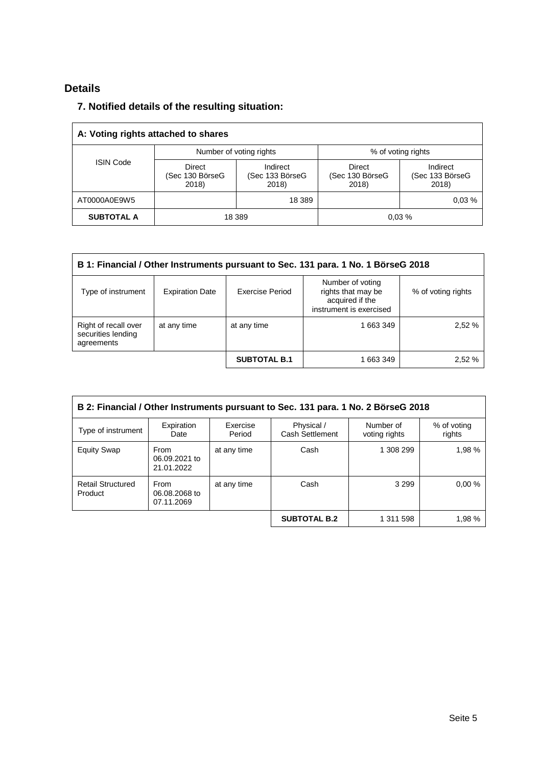## Details

### 7. Notified details of the resulting situation:

| A: Voting rights attached to shares | | | | |
|---|---|---|---|---|
| ISIN Code | Number of voting rights | | % of voting rights | |
| | Direct (Sec 130 BörseG 2018) | Indirect (Sec 133 BörseG 2018) | Direct (Sec 130 BörseG 2018) | Indirect (Sec 133 BörseG 2018) |
| AT0000A0E9W5 | | 18 389 | | 0,03 % |
| **SUBTOTAL A** | 18 389 | | 0,03 % | |

| B 1: Financial / Other Instruments pursuant to Sec. 131 para. 1 No. 1 BörseG 2018 | | | | |
|---|---|---|---|---|
| Type of instrument | Expiration Date | Exercise Period | Number of voting rights that may be acquired if the instrument is exercised | % of voting rights |
| Right of recall over securities lending agreements | at any time | at any time | 1 663 349 | 2,52 % |
| | | **SUBTOTAL B.1** | 1 663 349 | 2,52 % |

| B 2: Financial / Other Instruments pursuant to Sec. 131 para. 1 No. 2 BörseG 2018 | | | | | |
|---|---|---|---|---|---|
| Type of instrument | Expiration Date | Exercise Period | Physical / Cash Settlement | Number of voting rights | % of voting rights |
| Equity Swap | From 06.09.2021 to 21.01.2022 | at any time | Cash | 1 308 299 | 1,98 % |
| Retail Structured Product | From 06.08.2068 to 07.11.2069 | at any time | Cash | 3 299 | 0,00 % |
| | | | **SUBTOTAL B.2** | 1 311 598 | 1,98 % |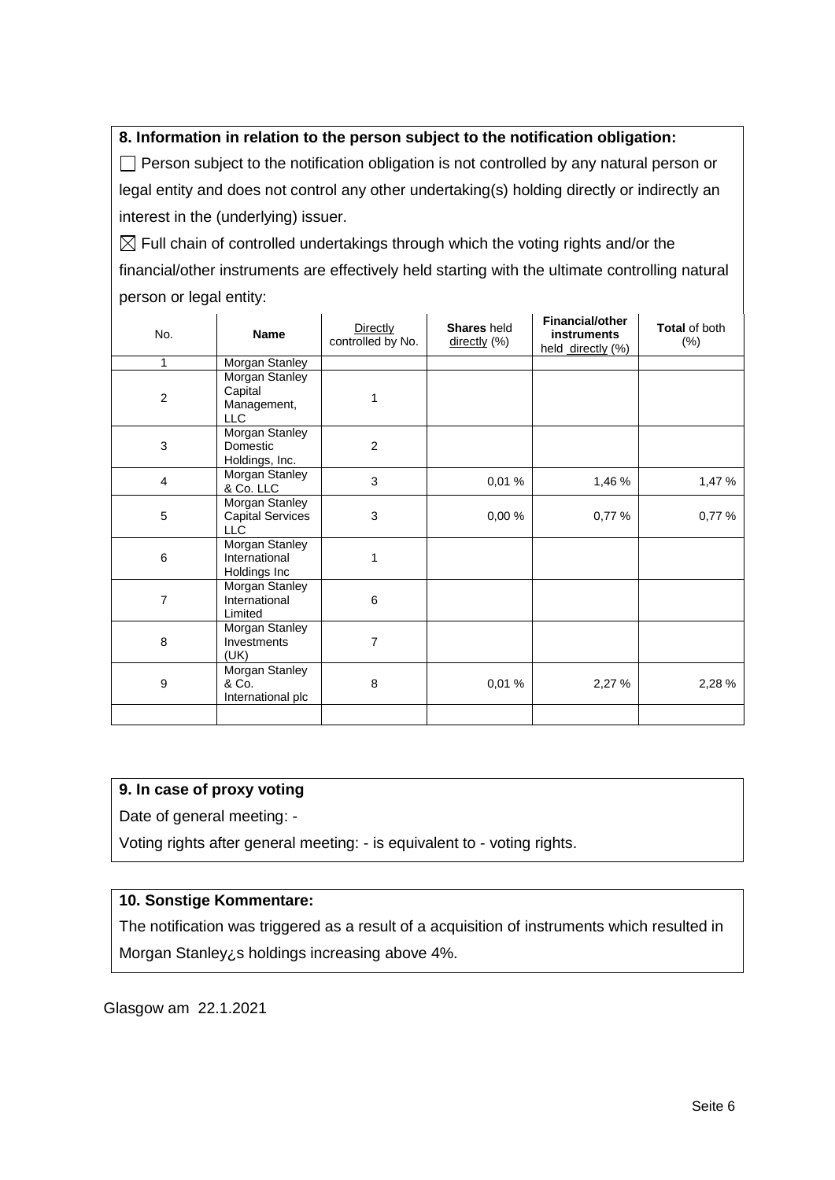### 8. Information in relation to the person subject to the notification obligation:

☐ Person subject to the notification obligation is not controlled by any natural person or legal entity and does not control any other undertaking(s) holding directly or indirectly an interest in the (underlying) issuer.

☒ Full chain of controlled undertakings through which the voting rights and/or the financial/other instruments are effectively held starting with the ultimate controlling natural person or legal entity:

| No. | Name | Directly controlled by No. | Shares held directly (%) | Financial/other instruments held directly (%) | Total of both (%) |
|---|---|---|---|---|---|
| 1 | Morgan Stanley | | | | |
| 2 | Morgan Stanley Capital Management, LLC | 1 | | | |
| 3 | Morgan Stanley Domestic Holdings, Inc. | 2 | | | |
| 4 | Morgan Stanley & Co. LLC | 3 | 0,01 % | 1,46 % | 1,47 % |
| 5 | Morgan Stanley Capital Services LLC | 3 | 0,00 % | 0,77 % | 0,77 % |
| 6 | Morgan Stanley International Holdings Inc | 1 | | | |
| 7 | Morgan Stanley International Limited | 6 | | | |
| 8 | Morgan Stanley Investments (UK) | 7 | | | |
| 9 | Morgan Stanley & Co. International plc | 8 | 0,01 % | 2,27 % | 2,28 % |
| | | | | | |

### 9. In case of proxy voting

Date of general meeting: -

Voting rights after general meeting: - is equivalent to - voting rights.

### 10. Sonstige Kommentare:

The notification was triggered as a result of a acquisition of instruments which resulted in Morgan Stanley¿s holdings increasing above 4%.

Glasgow am 22.1.2021